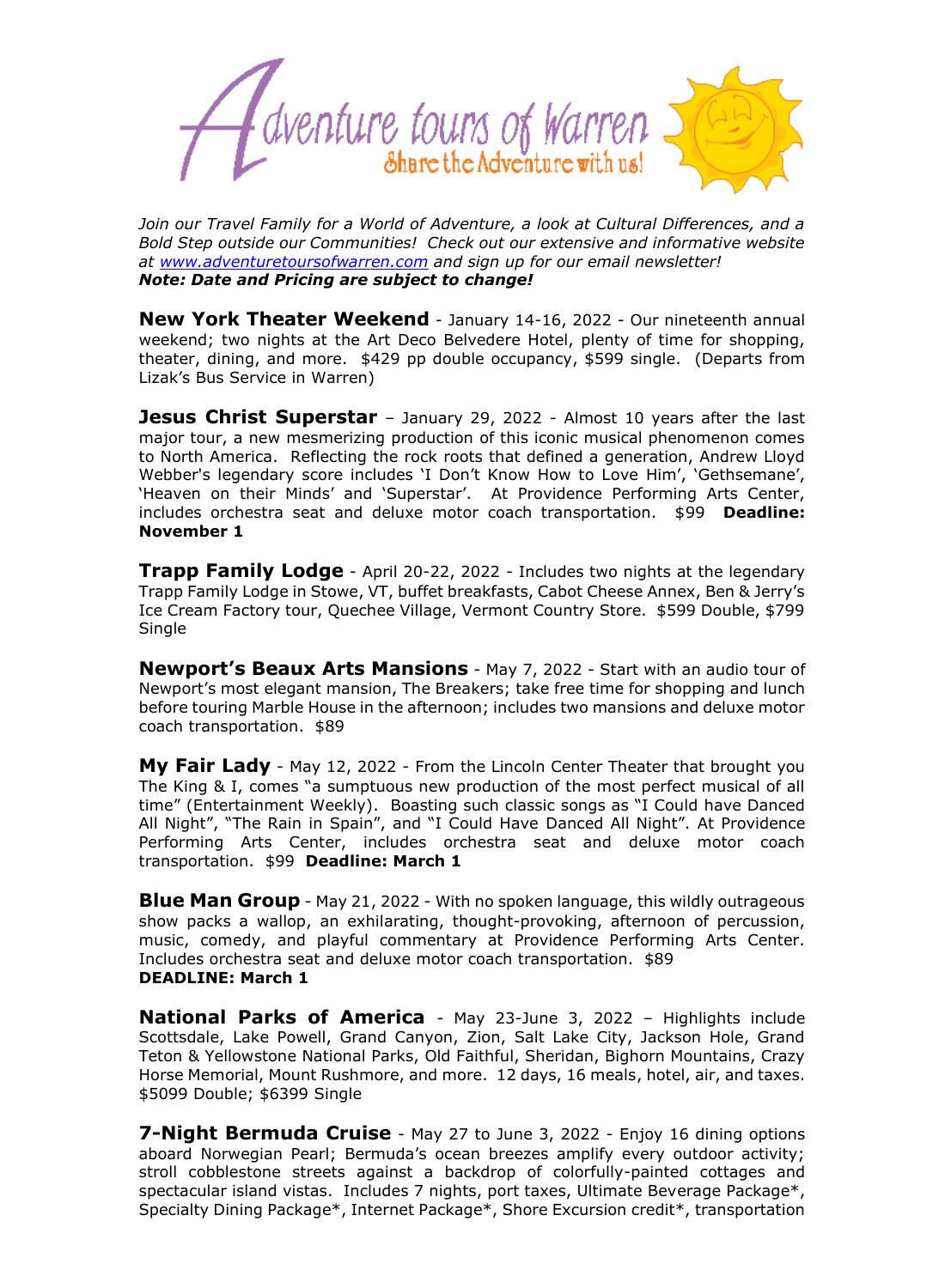# Adventure tours of Warren

Share the Adventure with us!

*Join our Travel Family for a World of Adventure, a look at Cultural Differences, and a Bold Step outside our Communities! Check out our extensive and informative website at [www.adventuretoursofwarren.com](www.adventuretoursofwarren.com) and sign up for our email newsletter!*
***Note: Date and Pricing are subject to change!***

**New York Theater Weekend** - January 14-16, 2022 - Our nineteenth annual weekend; two nights at the Art Deco Belvedere Hotel, plenty of time for shopping, theater, dining, and more. $429 pp double occupancy, $599 single. (Departs from Lizak's Bus Service in Warren)

**Jesus Christ Superstar** – January 29, 2022 - Almost 10 years after the last major tour, a new mesmerizing production of this iconic musical phenomenon comes to North America. Reflecting the rock roots that defined a generation, Andrew Lloyd Webber's legendary score includes 'I Don't Know How to Love Him', 'Gethsemane', 'Heaven on their Minds' and 'Superstar'. At Providence Performing Arts Center, includes orchestra seat and deluxe motor coach transportation. $99 **Deadline: November 1**

**Trapp Family Lodge** - April 20-22, 2022 - Includes two nights at the legendary Trapp Family Lodge in Stowe, VT, buffet breakfasts, Cabot Cheese Annex, Ben & Jerry's Ice Cream Factory tour, Quechee Village, Vermont Country Store. $599 Double, $799 Single

**Newport's Beaux Arts Mansions** - May 7, 2022 - Start with an audio tour of Newport's most elegant mansion, The Breakers; take free time for shopping and lunch before touring Marble House in the afternoon; includes two mansions and deluxe motor coach transportation. $89

**My Fair Lady** - May 12, 2022 - From the Lincoln Center Theater that brought you The King & I, comes "a sumptuous new production of the most perfect musical of all time" (Entertainment Weekly). Boasting such classic songs as "I Could have Danced All Night", "The Rain in Spain", and "I Could Have Danced All Night". At Providence Performing Arts Center, includes orchestra seat and deluxe motor coach transportation. $99 **Deadline: March 1**

**Blue Man Group** - May 21, 2022 - With no spoken language, this wildly outrageous show packs a wallop, an exhilarating, thought-provoking, afternoon of percussion, music, comedy, and playful commentary at Providence Performing Arts Center. Includes orchestra seat and deluxe motor coach transportation. $89
**DEADLINE: March 1**

**National Parks of America** - May 23-June 3, 2022 – Highlights include Scottsdale, Lake Powell, Grand Canyon, Zion, Salt Lake City, Jackson Hole, Grand Teton & Yellowstone National Parks, Old Faithful, Sheridan, Bighorn Mountains, Crazy Horse Memorial, Mount Rushmore, and more. 12 days, 16 meals, hotel, air, and taxes. $5099 Double; $6399 Single

**7-Night Bermuda Cruise** - May 27 to June 3, 2022 - Enjoy 16 dining options aboard Norwegian Pearl; Bermuda's ocean breezes amplify every outdoor activity; stroll cobblestone streets against a backdrop of colorfully-painted cottages and spectacular island vistas. Includes 7 nights, port taxes, Ultimate Beverage Package*, Specialty Dining Package*, Internet Package*, Shore Excursion credit*, transportation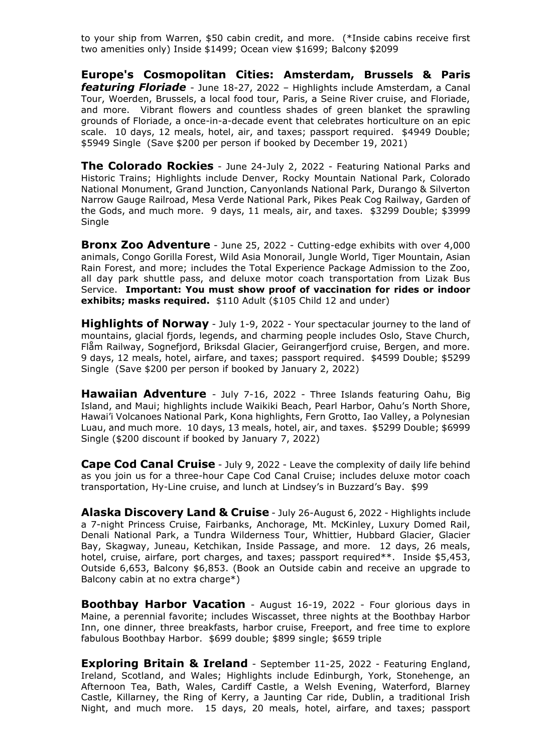to your ship from Warren, $50 cabin credit, and more. (*Inside cabins receive first two amenities only) Inside $1499; Ocean view $1699; Balcony $2099

**Europe's Cosmopolitan Cities: Amsterdam, Brussels & Paris *featuring Floriade*** - June 18-27, 2022 – Highlights include Amsterdam, a Canal Tour, Woerden, Brussels, a local food tour, Paris, a Seine River cruise, and Floriade, and more. Vibrant flowers and countless shades of green blanket the sprawling grounds of Floriade, a once-in-a-decade event that celebrates horticulture on an epic scale. 10 days, 12 meals, hotel, air, and taxes; passport required. $4949 Double; $5949 Single (Save $200 per person if booked by December 19, 2021)

**The Colorado Rockies** - June 24-July 2, 2022 - Featuring National Parks and Historic Trains; Highlights include Denver, Rocky Mountain National Park, Colorado National Monument, Grand Junction, Canyonlands National Park, Durango & Silverton Narrow Gauge Railroad, Mesa Verde National Park, Pikes Peak Cog Railway, Garden of the Gods, and much more. 9 days, 11 meals, air, and taxes. $3299 Double; $3999 Single

**Bronx Zoo Adventure** - June 25, 2022 - Cutting-edge exhibits with over 4,000 animals, Congo Gorilla Forest, Wild Asia Monorail, Jungle World, Tiger Mountain, Asian Rain Forest, and more; includes the Total Experience Package Admission to the Zoo, all day park shuttle pass, and deluxe motor coach transportation from Lizak Bus Service. **Important: You must show proof of vaccination for rides or indoor exhibits; masks required.** $110 Adult ($105 Child 12 and under)

**Highlights of Norway** - July 1-9, 2022 - Your spectacular journey to the land of mountains, glacial fjords, legends, and charming people includes Oslo, Stave Church, Flåm Railway, Sognefjord, Briksdal Glacier, Geirangerfjord cruise, Bergen, and more. 9 days, 12 meals, hotel, airfare, and taxes; passport required. $4599 Double; $5299 Single (Save $200 per person if booked by January 2, 2022)

**Hawaiian Adventure** - July 7-16, 2022 - Three Islands featuring Oahu, Big Island, and Maui; highlights include Waikiki Beach, Pearl Harbor, Oahu's North Shore, Hawai'i Volcanoes National Park, Kona highlights, Fern Grotto, Iao Valley, a Polynesian Luau, and much more. 10 days, 13 meals, hotel, air, and taxes. $5299 Double; $6999 Single ($200 discount if booked by January 7, 2022)

**Cape Cod Canal Cruise** - July 9, 2022 - Leave the complexity of daily life behind as you join us for a three-hour Cape Cod Canal Cruise; includes deluxe motor coach transportation, Hy-Line cruise, and lunch at Lindsey's in Buzzard's Bay. $99

**Alaska Discovery Land & Cruise** - July 26-August 6, 2022 - Highlights include a 7-night Princess Cruise, Fairbanks, Anchorage, Mt. McKinley, Luxury Domed Rail, Denali National Park, a Tundra Wilderness Tour, Whittier, Hubbard Glacier, Glacier Bay, Skagway, Juneau, Ketchikan, Inside Passage, and more. 12 days, 26 meals, hotel, cruise, airfare, port charges, and taxes; passport required**. Inside $5,453, Outside 6,653, Balcony $6,853. (Book an Outside cabin and receive an upgrade to Balcony cabin at no extra charge*)

**Boothbay Harbor Vacation** - August 16-19, 2022 - Four glorious days in Maine, a perennial favorite; includes Wiscasset, three nights at the Boothbay Harbor Inn, one dinner, three breakfasts, harbor cruise, Freeport, and free time to explore fabulous Boothbay Harbor. $699 double; $899 single; $659 triple

**Exploring Britain & Ireland** - September 11-25, 2022 - Featuring England, Ireland, Scotland, and Wales; Highlights include Edinburgh, York, Stonehenge, an Afternoon Tea, Bath, Wales, Cardiff Castle, a Welsh Evening, Waterford, Blarney Castle, Killarney, the Ring of Kerry, a Jaunting Car ride, Dublin, a traditional Irish Night, and much more. 15 days, 20 meals, hotel, airfare, and taxes; passport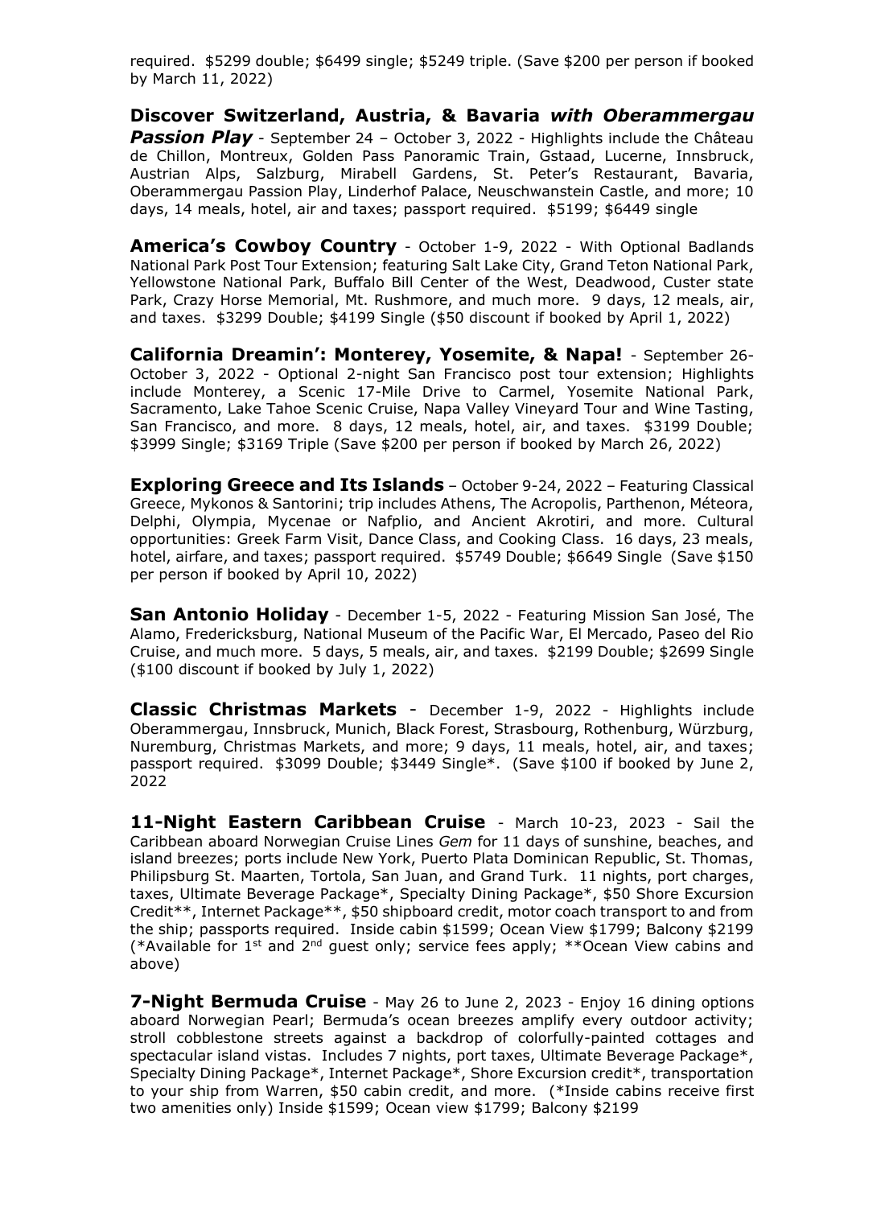required. $5299 double; $6499 single; $5249 triple. (Save $200 per person if booked by March 11, 2022)

**Discover Switzerland, Austria, & Bavaria *with Oberammergau Passion Play*** - September 24 – October 3, 2022 - Highlights include the Château de Chillon, Montreux, Golden Pass Panoramic Train, Gstaad, Lucerne, Innsbruck, Austrian Alps, Salzburg, Mirabell Gardens, St. Peter's Restaurant, Bavaria, Oberammergau Passion Play, Linderhof Palace, Neuschwanstein Castle, and more; 10 days, 14 meals, hotel, air and taxes; passport required. $5199; $6449 single

**America's Cowboy Country** - October 1-9, 2022 - With Optional Badlands National Park Post Tour Extension; featuring Salt Lake City, Grand Teton National Park, Yellowstone National Park, Buffalo Bill Center of the West, Deadwood, Custer state Park, Crazy Horse Memorial, Mt. Rushmore, and much more. 9 days, 12 meals, air, and taxes. $3299 Double; $4199 Single ($50 discount if booked by April 1, 2022)

**California Dreamin': Monterey, Yosemite, & Napa!** - September 26-October 3, 2022 - Optional 2-night San Francisco post tour extension; Highlights include Monterey, a Scenic 17-Mile Drive to Carmel, Yosemite National Park, Sacramento, Lake Tahoe Scenic Cruise, Napa Valley Vineyard Tour and Wine Tasting, San Francisco, and more. 8 days, 12 meals, hotel, air, and taxes. $3199 Double; $3999 Single; $3169 Triple (Save $200 per person if booked by March 26, 2022)

**Exploring Greece and Its Islands** – October 9-24, 2022 – Featuring Classical Greece, Mykonos & Santorini; trip includes Athens, The Acropolis, Parthenon, Méteora, Delphi, Olympia, Mycenae or Nafplio, and Ancient Akrotiri, and more. Cultural opportunities: Greek Farm Visit, Dance Class, and Cooking Class. 16 days, 23 meals, hotel, airfare, and taxes; passport required. $5749 Double; $6649 Single (Save $150 per person if booked by April 10, 2022)

**San Antonio Holiday** - December 1-5, 2022 - Featuring Mission San José, The Alamo, Fredericksburg, National Museum of the Pacific War, El Mercado, Paseo del Rio Cruise, and much more. 5 days, 5 meals, air, and taxes. $2199 Double; $2699 Single ($100 discount if booked by July 1, 2022)

**Classic Christmas Markets** - December 1-9, 2022 - Highlights include Oberammergau, Innsbruck, Munich, Black Forest, Strasbourg, Rothenburg, Würzburg, Nuremburg, Christmas Markets, and more; 9 days, 11 meals, hotel, air, and taxes; passport required. $3099 Double; $3449 Single*. (Save $100 if booked by June 2, 2022

**11-Night Eastern Caribbean Cruise** - March 10-23, 2023 - Sail the Caribbean aboard Norwegian Cruise Lines *Gem* for 11 days of sunshine, beaches, and island breezes; ports include New York, Puerto Plata Dominican Republic, St. Thomas, Philipsburg St. Maarten, Tortola, San Juan, and Grand Turk. 11 nights, port charges, taxes, Ultimate Beverage Package*, Specialty Dining Package*, $50 Shore Excursion Credit**, Internet Package**, $50 shipboard credit, motor coach transport to and from the ship; passports required. Inside cabin $1599; Ocean View $1799; Balcony $2199 (*Available for 1st and 2nd guest only; service fees apply; **Ocean View cabins and above)

**7-Night Bermuda Cruise** - May 26 to June 2, 2023 - Enjoy 16 dining options aboard Norwegian Pearl; Bermuda's ocean breezes amplify every outdoor activity; stroll cobblestone streets against a backdrop of colorfully-painted cottages and spectacular island vistas. Includes 7 nights, port taxes, Ultimate Beverage Package*, Specialty Dining Package*, Internet Package*, Shore Excursion credit*, transportation to your ship from Warren, $50 cabin credit, and more. (*Inside cabins receive first two amenities only) Inside $1599; Ocean view $1799; Balcony $2199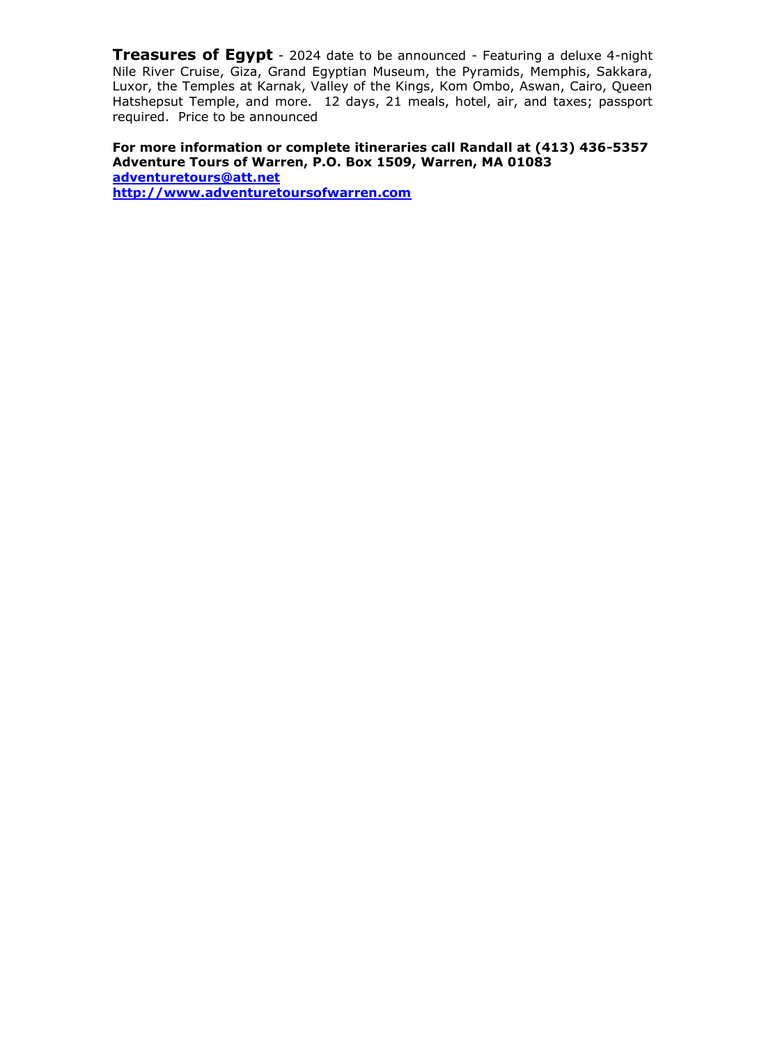**Treasures of Egypt** - 2024 date to be announced - Featuring a deluxe 4-night Nile River Cruise, Giza, Grand Egyptian Museum, the Pyramids, Memphis, Sakkara, Luxor, the Temples at Karnak, Valley of the Kings, Kom Ombo, Aswan, Cairo, Queen Hatshepsut Temple, and more. 12 days, 21 meals, hotel, air, and taxes; passport required. Price to be announced

**For more information or complete itineraries call Randall at (413) 436-5357**
**Adventure Tours of Warren, P.O. Box 1509, Warren, MA 01083**
**adventuretours@att.net**
**http://www.adventuretoursofwarren.com**